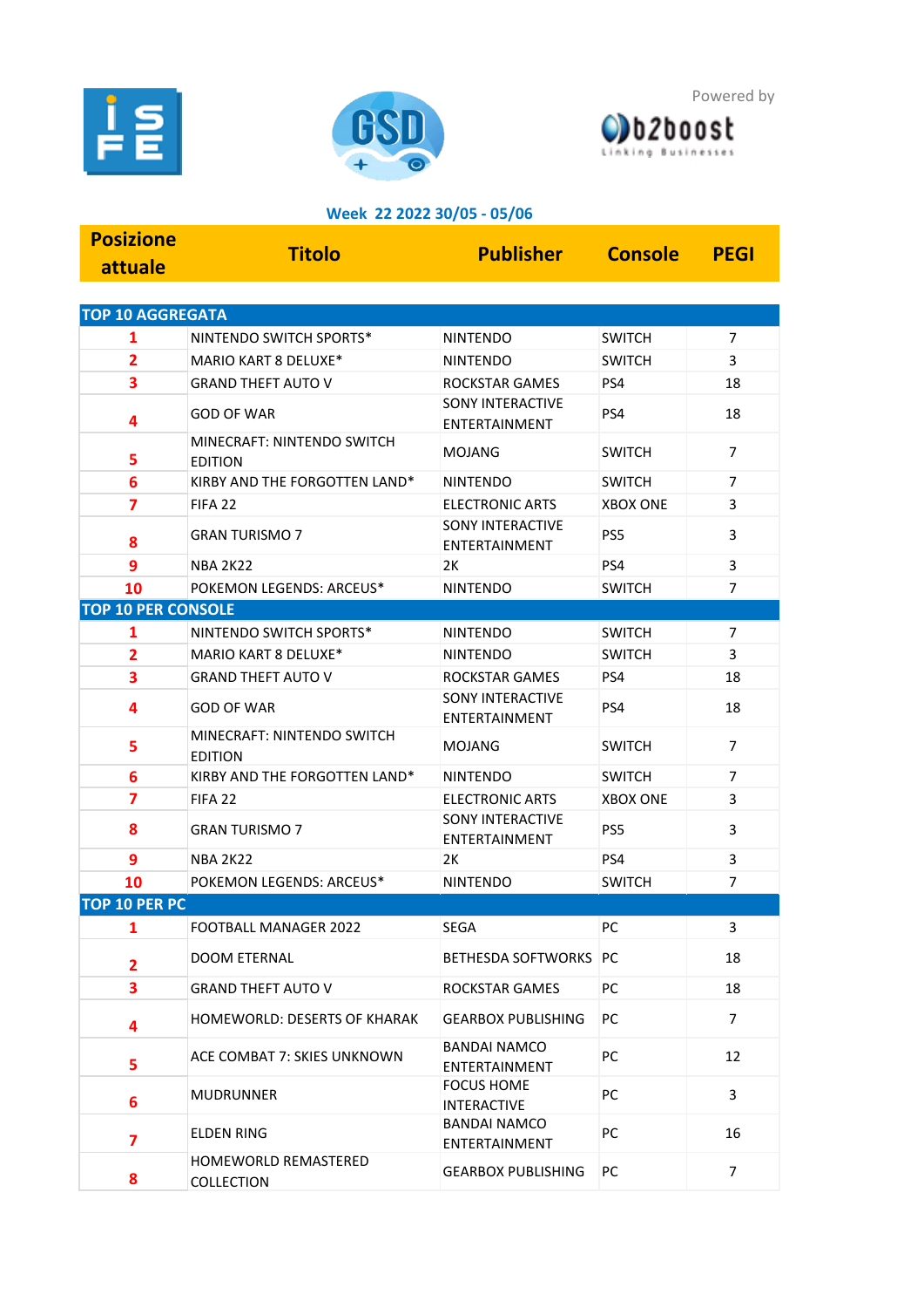Powered by

**Week 22 2022 30/05 - 05/06**

| Posizione attuale | Titolo | Publisher | Console | PEGI |
|---|---|---|---|---|
| **TOP 10 AGGREGATA** | | | | |
| 1 | NINTENDO SWITCH SPORTS* | NINTENDO | SWITCH | 7 |
| 2 | MARIO KART 8 DELUXE* | NINTENDO | SWITCH | 3 |
| 3 | GRAND THEFT AUTO V | ROCKSTAR GAMES | PS4 | 18 |
| 4 | GOD OF WAR | SONY INTERACTIVE ENTERTAINMENT | PS4 | 18 |
| 5 | MINECRAFT: NINTENDO SWITCH EDITION | MOJANG | SWITCH | 7 |
| 6 | KIRBY AND THE FORGOTTEN LAND* | NINTENDO | SWITCH | 7 |
| 7 | FIFA 22 | ELECTRONIC ARTS | XBOX ONE | 3 |
| 8 | GRAN TURISMO 7 | SONY INTERACTIVE ENTERTAINMENT | PS5 | 3 |
| 9 | NBA 2K22 | 2K | PS4 | 3 |
| 10 | POKEMON LEGENDS: ARCEUS* | NINTENDO | SWITCH | 7 |
| **TOP 10 PER CONSOLE** | | | | |
| 1 | NINTENDO SWITCH SPORTS* | NINTENDO | SWITCH | 7 |
| 2 | MARIO KART 8 DELUXE* | NINTENDO | SWITCH | 3 |
| 3 | GRAND THEFT AUTO V | ROCKSTAR GAMES | PS4 | 18 |
| 4 | GOD OF WAR | SONY INTERACTIVE ENTERTAINMENT | PS4 | 18 |
| 5 | MINECRAFT: NINTENDO SWITCH EDITION | MOJANG | SWITCH | 7 |
| 6 | KIRBY AND THE FORGOTTEN LAND* | NINTENDO | SWITCH | 7 |
| 7 | FIFA 22 | ELECTRONIC ARTS | XBOX ONE | 3 |
| 8 | GRAN TURISMO 7 | SONY INTERACTIVE ENTERTAINMENT | PS5 | 3 |
| 9 | NBA 2K22 | 2K | PS4 | 3 |
| 10 | POKEMON LEGENDS: ARCEUS* | NINTENDO | SWITCH | 7 |
| **TOP 10 PER PC** | | | | |
| 1 | FOOTBALL MANAGER 2022 | SEGA | PC | 3 |
| 2 | DOOM ETERNAL | BETHESDA SOFTWORKS | PC | 18 |
| 3 | GRAND THEFT AUTO V | ROCKSTAR GAMES | PC | 18 |
| 4 | HOMEWORLD: DESERTS OF KHARAK | GEARBOX PUBLISHING | PC | 7 |
| 5 | ACE COMBAT 7: SKIES UNKNOWN | BANDAI NAMCO ENTERTAINMENT | PC | 12 |
| 6 | MUDRUNNER | FOCUS HOME INTERACTIVE | PC | 3 |
| 7 | ELDEN RING | BANDAI NAMCO ENTERTAINMENT | PC | 16 |
| 8 | HOMEWORLD REMASTERED COLLECTION | GEARBOX PUBLISHING | PC | 7 |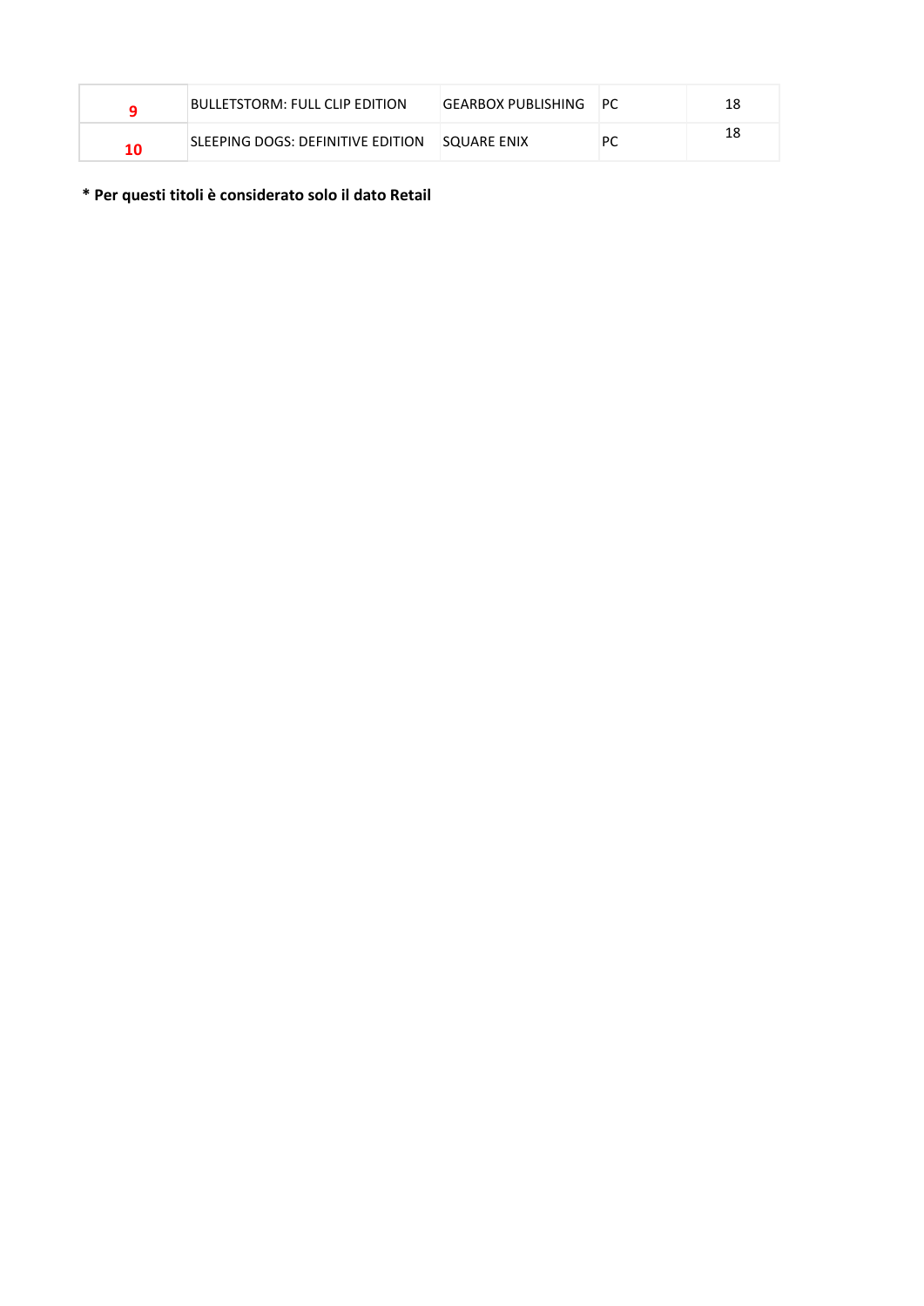| | | | | |
|---|---|---|---|---|
| 9 | BULLETSTORM: FULL CLIP EDITION | GEARBOX PUBLISHING | PC | 18 |
| 10 | SLEEPING DOGS: DEFINITIVE EDITION | SQUARE ENIX | PC | 18 |

**\* Per questi titoli è considerato solo il dato Retail**